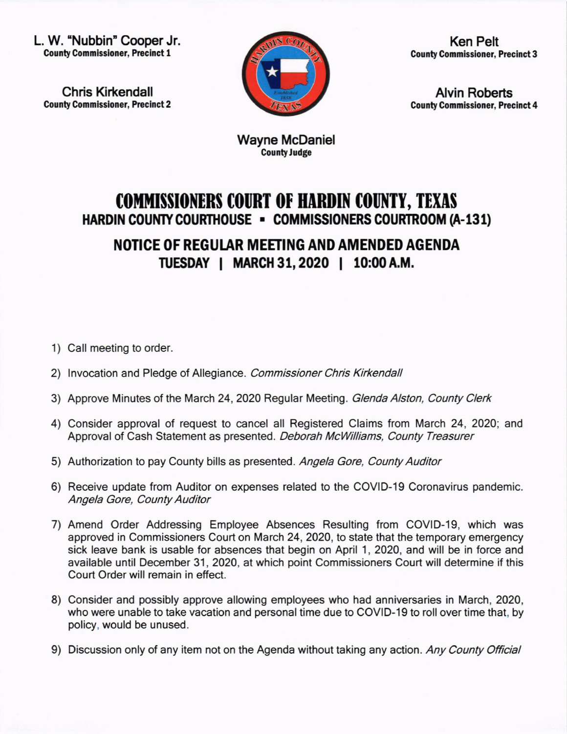L. W. "Nubbin" Cooper Jr.
**County Commissioner, Precinct 1**

Chris Kirkendall
**County Commissioner, Precinct 2**

Ken Pelt
**County Commissioner, Precinct 3**

Alvin Roberts
**County Commissioner, Precinct 4**

Wayne McDaniel
**County Judge**

# COMMISSIONERS COURT OF HARDIN COUNTY, TEXAS

## HARDIN COUNTY COURTHOUSE ▪ COMMISSIONERS COURTROOM (A-131)

## NOTICE OF REGULAR MEETING AND AMENDED AGENDA

## TUESDAY | MARCH 31, 2020 | 10:00 A.M.

1) Call meeting to order.

2) Invocation and Pledge of Allegiance. *Commissioner Chris Kirkendall*

3) Approve Minutes of the March 24, 2020 Regular Meeting. *Glenda Alston, County Clerk*

4) Consider approval of request to cancel all Registered Claims from March 24, 2020; and Approval of Cash Statement as presented. *Deborah McWilliams, County Treasurer*

5) Authorization to pay County bills as presented. *Angela Gore, County Auditor*

6) Receive update from Auditor on expenses related to the COVID-19 Coronavirus pandemic. *Angela Gore, County Auditor*

7) Amend Order Addressing Employee Absences Resulting from COVID-19, which was approved in Commissioners Court on March 24, 2020, to state that the temporary emergency sick leave bank is usable for absences that begin on April 1, 2020, and will be in force and available until December 31, 2020, at which point Commissioners Court will determine if this Court Order will remain in effect.

8) Consider and possibly approve allowing employees who had anniversaries in March, 2020, who were unable to take vacation and personal time due to COVID-19 to roll over time that, by policy, would be unused.

9) Discussion only of any item not on the Agenda without taking any action. *Any County Official*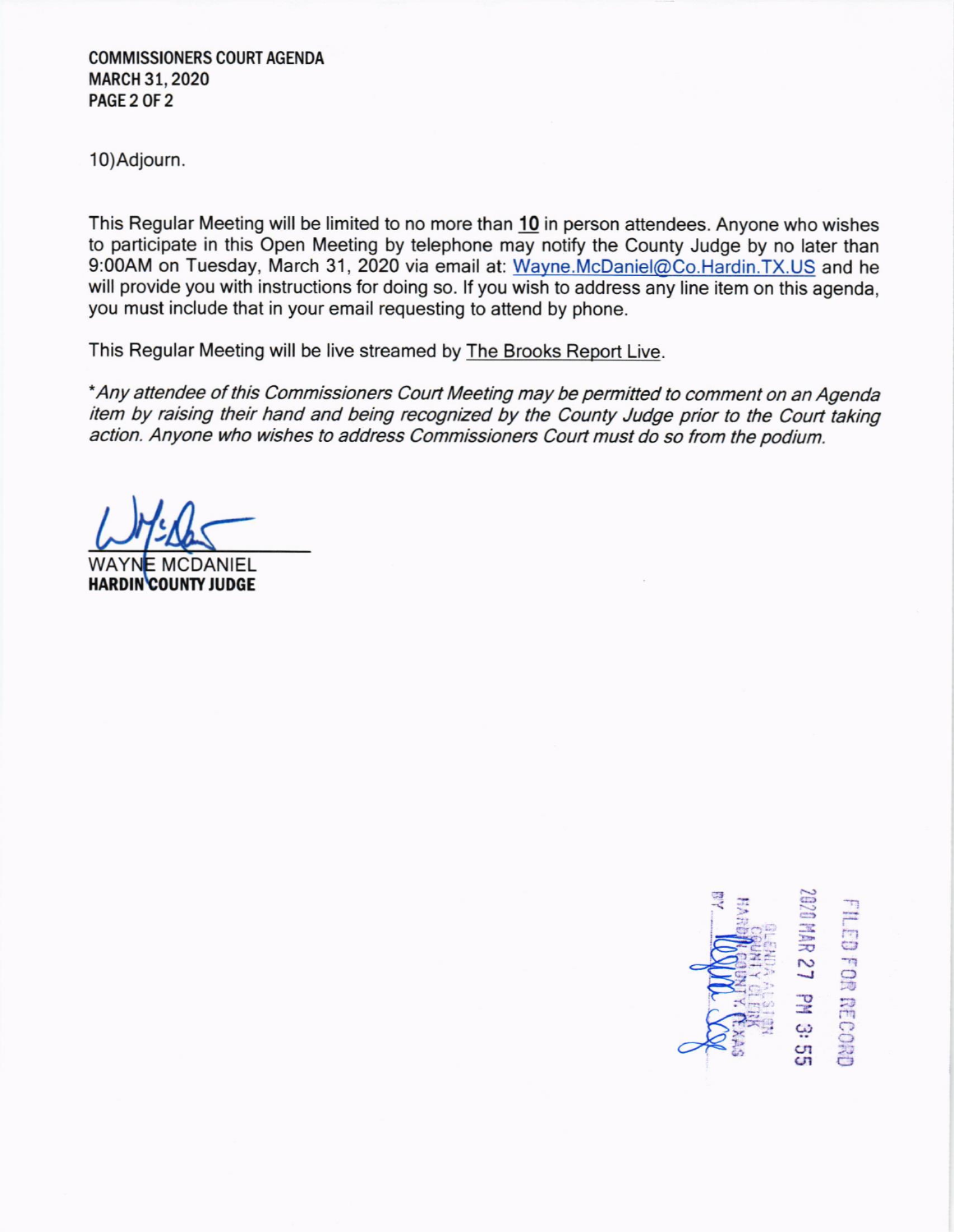10)Adjourn.

This Regular Meeting will be limited to no more than **10** in person attendees. Anyone who wishes to participate in this Open Meeting by telephone may notify the County Judge by no later than 9:00AM on Tuesday, March 31, 2020 via email at: Wayne.McDaniel@Co.Hardin.TX.US and he will provide you with instructions for doing so. If you wish to address any line item on this agenda, you must include that in your email requesting to attend by phone.

This Regular Meeting will be live streamed by The Brooks Report Live.

*\*Any attendee of this Commissioners Court Meeting may be permitted to comment on an Agenda item by raising their hand and being recognized by the County Judge prior to the Court taking action. Anyone who wishes to address Commissioners Court must do so from the podium.*

WAYNE MCDANIEL
**HARDIN COUNTY JUDGE**

FILED FOR RECORD
2020 MAR 27 PM 3:55
GLENDA ALSTON
COUNTY CLERK
HARDIN COUNTY, TEXAS
BY\_\_\_\_\_\_\_\_